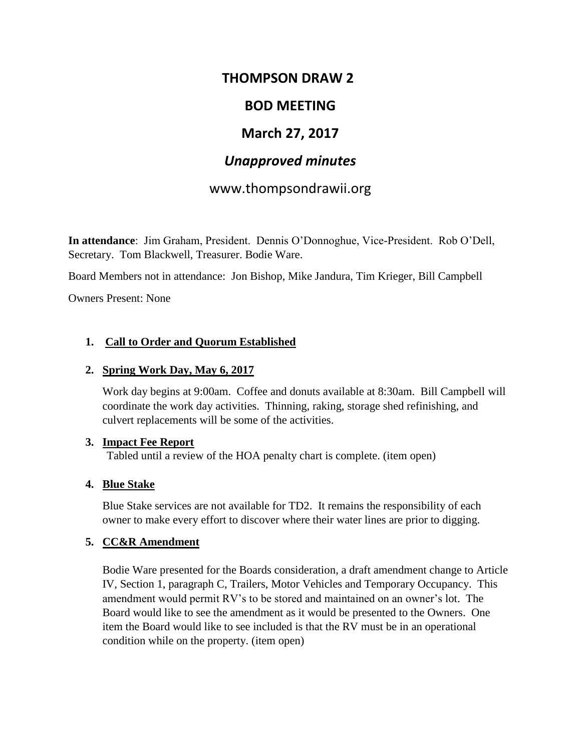# THOMPSON DRAW 2

## BOD MEETING

## March 27, 2017

## *Unapproved minutes*

www.thompsondrawii.org

**In attendance**: Jim Graham, President. Dennis O'Donnoghue, Vice-President. Rob O'Dell, Secretary. Tom Blackwell, Treasurer. Bodie Ware.

Board Members not in attendance: Jon Bishop, Mike Jandura, Tim Krieger, Bill Campbell

Owners Present: None

1. **Call to Order and Quorum Established**

2. **Spring Work Day, May 6, 2017**

   Work day begins at 9:00am. Coffee and donuts available at 8:30am. Bill Campbell will coordinate the work day activities. Thinning, raking, storage shed refinishing, and culvert replacements will be some of the activities.

3. **Impact Fee Report**

   Tabled until a review of the HOA penalty chart is complete. (item open)

4. **Blue Stake**

   Blue Stake services are not available for TD2. It remains the responsibility of each owner to make every effort to discover where their water lines are prior to digging.

5. **CC&R Amendment**

   Bodie Ware presented for the Boards consideration, a draft amendment change to Article IV, Section 1, paragraph C, Trailers, Motor Vehicles and Temporary Occupancy. This amendment would permit RV's to be stored and maintained on an owner's lot. The Board would like to see the amendment as it would be presented to the Owners. One item the Board would like to see included is that the RV must be in an operational condition while on the property. (item open)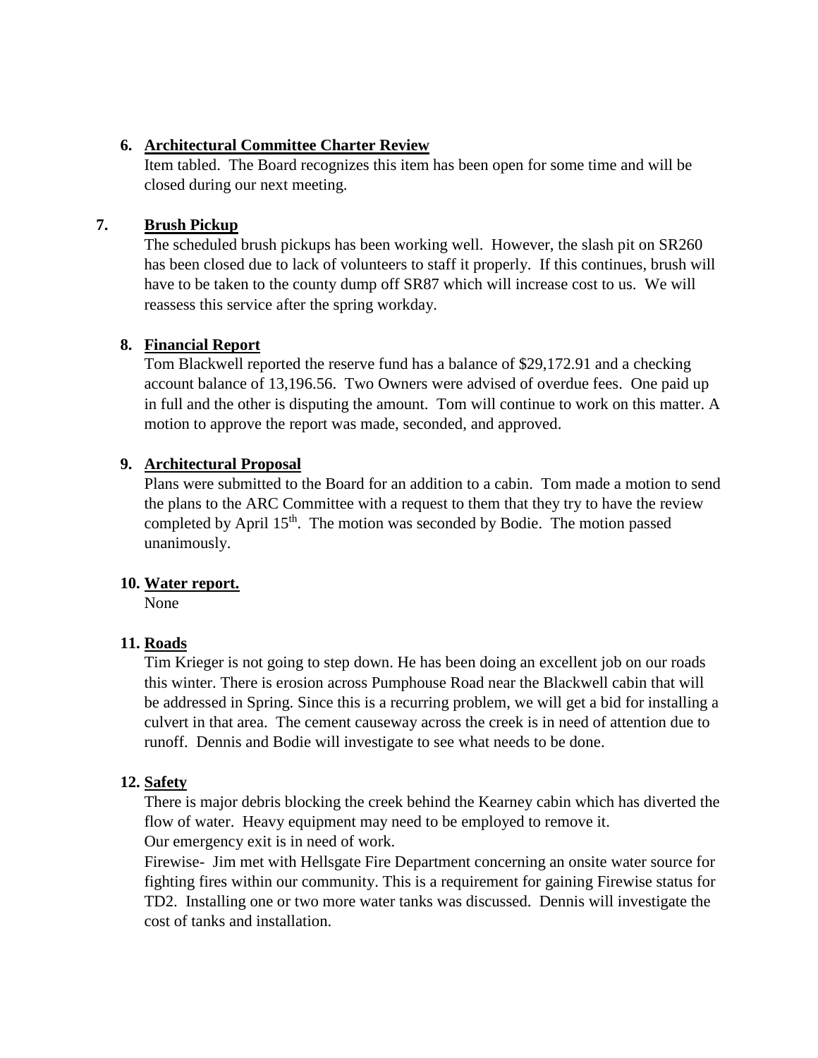6. **<u>Architectural Committee Charter Review</u>**

   Item tabled. The Board recognizes this item has been open for some time and will be closed during our next meeting.

7. **<u>Brush Pickup</u>**

   The scheduled brush pickups has been working well. However, the slash pit on SR260 has been closed due to lack of volunteers to staff it properly. If this continues, brush will have to be taken to the county dump off SR87 which will increase cost to us. We will reassess this service after the spring workday.

8. **<u>Financial Report</u>**

   Tom Blackwell reported the reserve fund has a balance of $29,172.91 and a checking account balance of 13,196.56. Two Owners were advised of overdue fees. One paid up in full and the other is disputing the amount. Tom will continue to work on this matter. A motion to approve the report was made, seconded, and approved.

9. **<u>Architectural Proposal</u>**

   Plans were submitted to the Board for an addition to a cabin. Tom made a motion to send the plans to the ARC Committee with a request to them that they try to have the review completed by April 15th. The motion was seconded by Bodie. The motion passed unanimously.

10. **<u>Water report.</u>**

    None

11. **<u>Roads</u>**

    Tim Krieger is not going to step down. He has been doing an excellent job on our roads this winter. There is erosion across Pumphouse Road near the Blackwell cabin that will be addressed in Spring. Since this is a recurring problem, we will get a bid for installing a culvert in that area. The cement causeway across the creek is in need of attention due to runoff. Dennis and Bodie will investigate to see what needs to be done.

12. **<u>Safety</u>**

    There is major debris blocking the creek behind the Kearney cabin which has diverted the flow of water. Heavy equipment may need to be employed to remove it.

    Our emergency exit is in need of work.

    Firewise- Jim met with Hellsgate Fire Department concerning an onsite water source for fighting fires within our community. This is a requirement for gaining Firewise status for TD2. Installing one or two more water tanks was discussed. Dennis will investigate the cost of tanks and installation.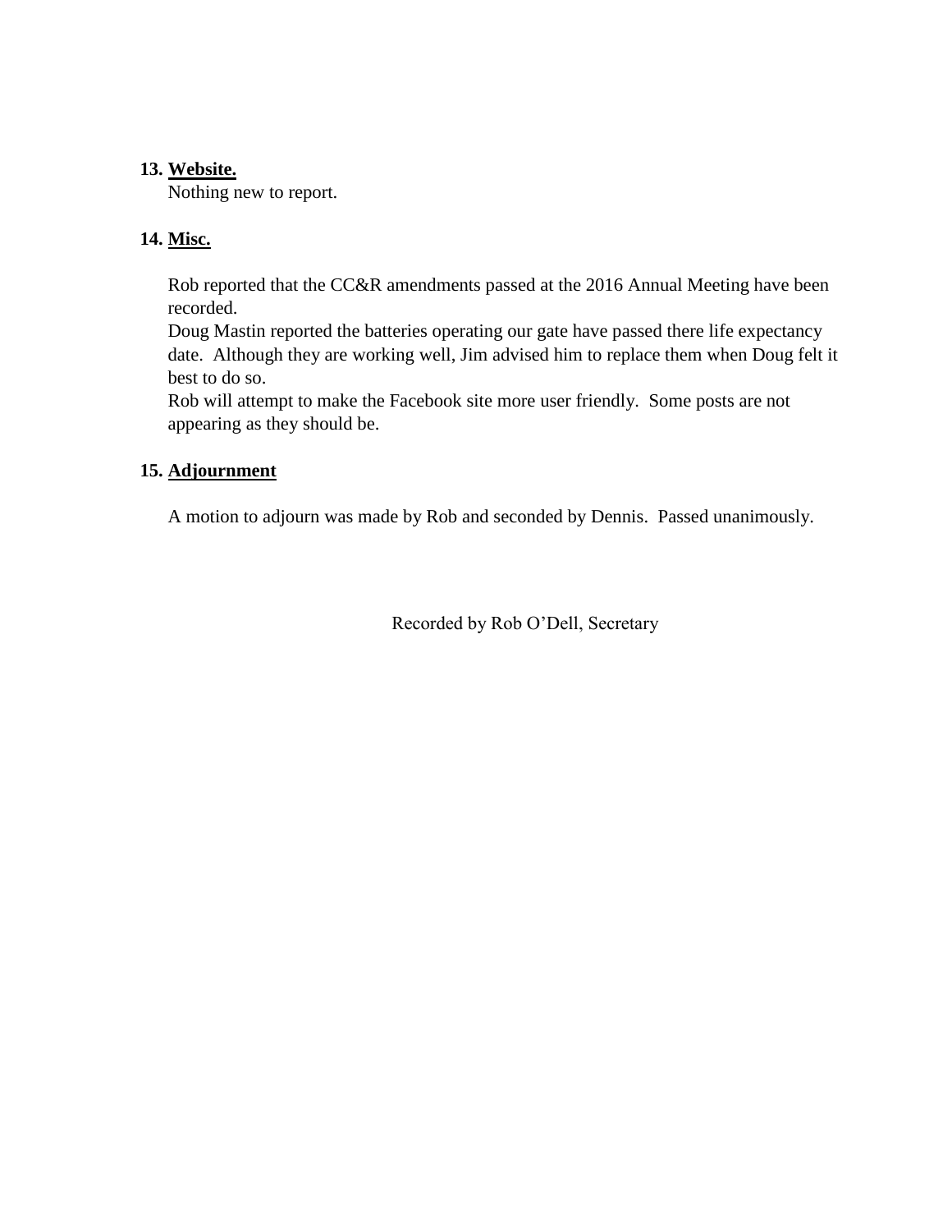**13. <u>Website.</u>**

Nothing new to report.

**14. <u>Misc.</u>**

Rob reported that the CC&R amendments passed at the 2016 Annual Meeting have been recorded.

Doug Mastin reported the batteries operating our gate have passed there life expectancy date. Although they are working well, Jim advised him to replace them when Doug felt it best to do so.

Rob will attempt to make the Facebook site more user friendly. Some posts are not appearing as they should be.

**15. <u>Adjournment</u>**

A motion to adjourn was made by Rob and seconded by Dennis. Passed unanimously.

Recorded by Rob O'Dell, Secretary